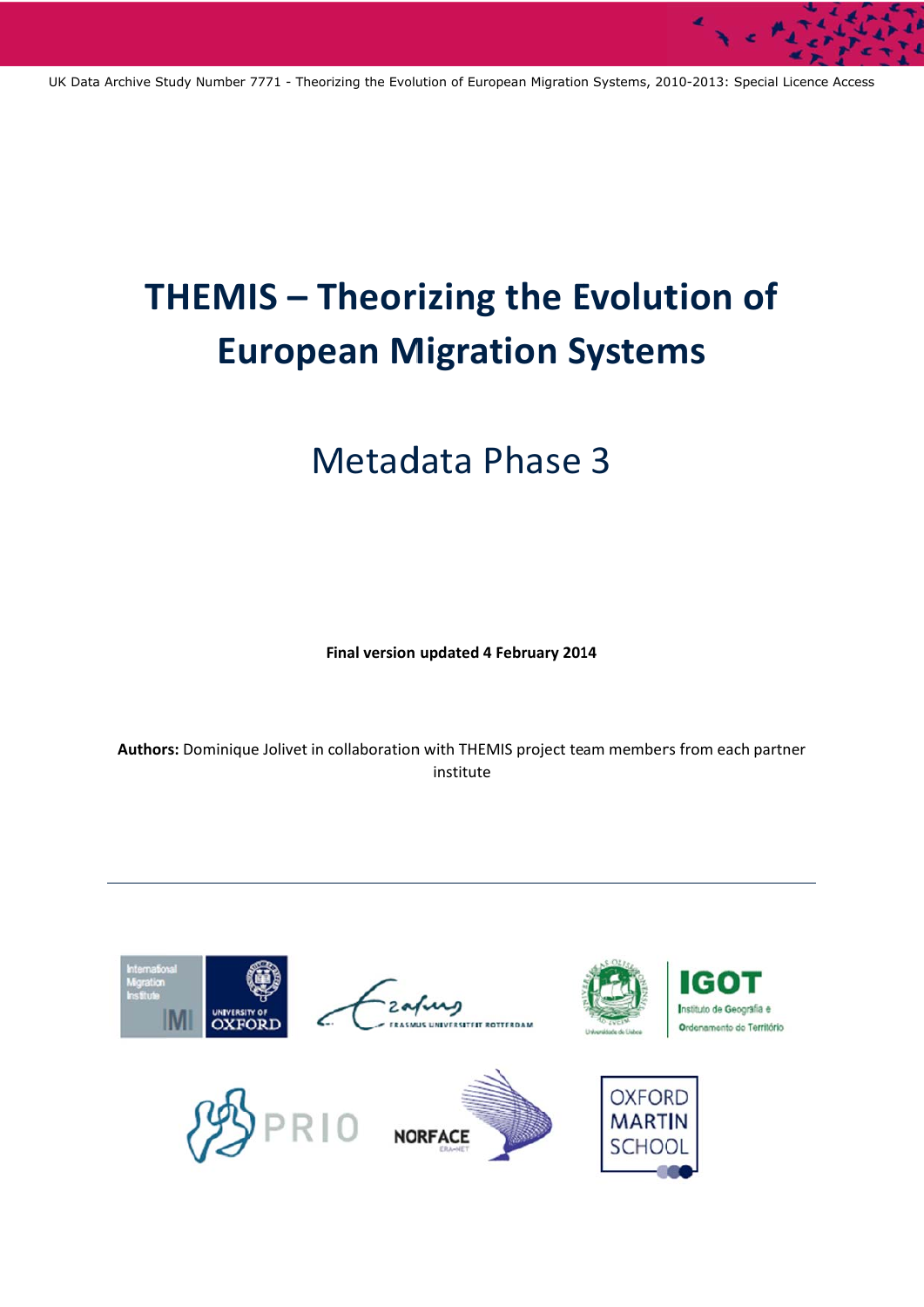UK Data Archive Study Number 7771 - Theorizing the Evolution of European Migration Systems, 2010-2013: Special Licence Access

# THEMIS – Theorizing the Evolution of European Migration Systems

## Metadata Phase 3

**Final version updated 4 February 2014**

**Authors:** Dominique Jolivet in collaboration with THEMIS project team members from each partner institute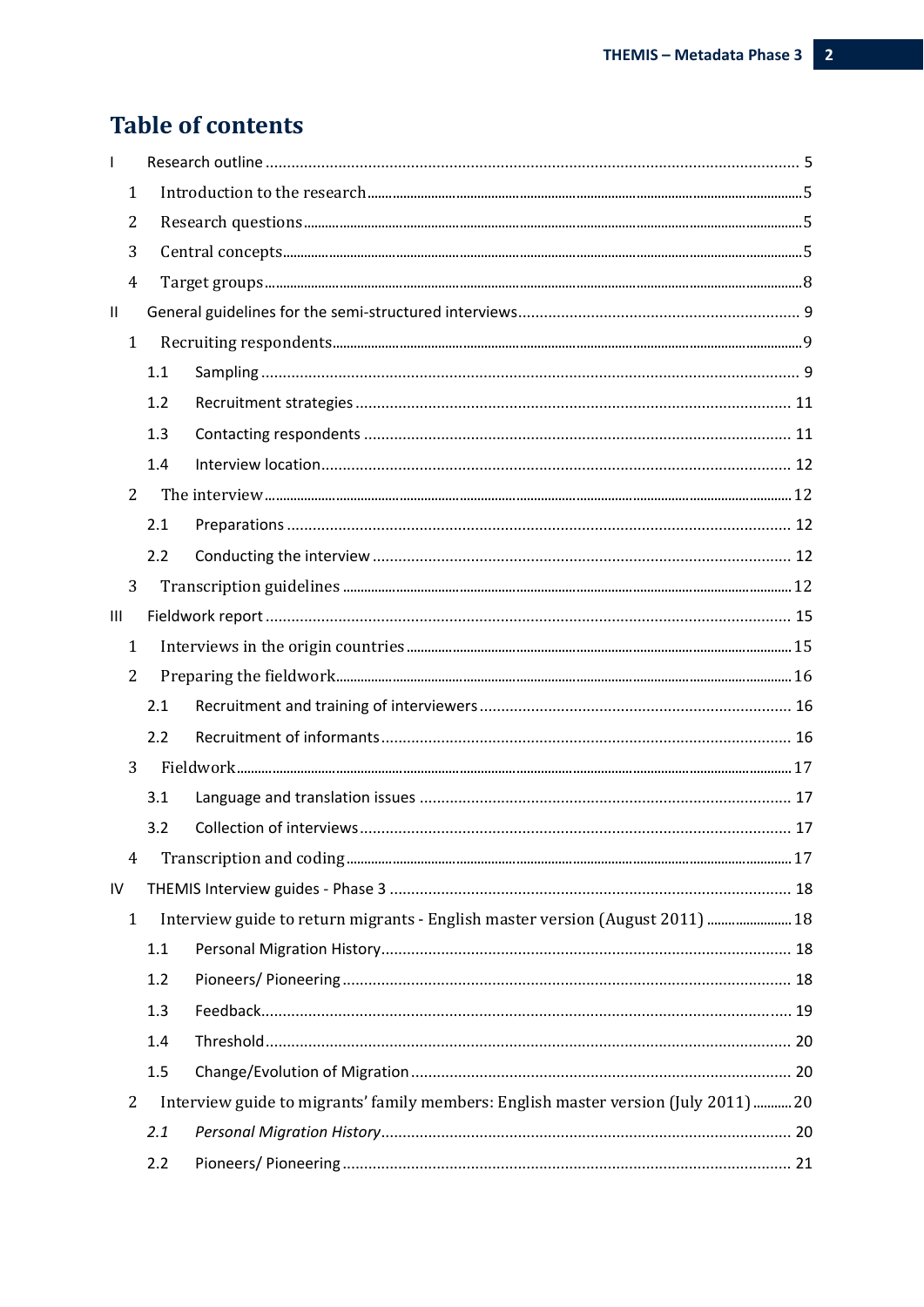# Table of contents

- I Research outline ... 5
  - 1 Introduction to the research ... 5
  - 2 Research questions ... 5
  - 3 Central concepts ... 5
  - 4 Target groups ... 8
- II General guidelines for the semi-structured interviews ... 9
  - 1 Recruiting respondents ... 9
    - 1.1 Sampling ... 9
    - 1.2 Recruitment strategies ... 11
    - 1.3 Contacting respondents ... 11
    - 1.4 Interview location ... 12
  - 2 The interview ... 12
    - 2.1 Preparations ... 12
    - 2.2 Conducting the interview ... 12
  - 3 Transcription guidelines ... 12
- III Fieldwork report ... 15
  - 1 Interviews in the origin countries ... 15
  - 2 Preparing the fieldwork ... 16
    - 2.1 Recruitment and training of interviewers ... 16
    - 2.2 Recruitment of informants ... 16
  - 3 Fieldwork ... 17
    - 3.1 Language and translation issues ... 17
    - 3.2 Collection of interviews ... 17
  - 4 Transcription and coding ... 17
- IV THEMIS Interview guides - Phase 3 ... 18
  - 1 Interview guide to return migrants - English master version (August 2011) ... 18
    - 1.1 Personal Migration History ... 18
    - 1.2 Pioneers/ Pioneering ... 18
    - 1.3 Feedback ... 19
    - 1.4 Threshold ... 20
    - 1.5 Change/Evolution of Migration ... 20
  - 2 Interview guide to migrants' family members: English master version (July 2011) ... 20
    - *2.1 Personal Migration History* ... 20
    - 2.2 Pioneers/ Pioneering ... 21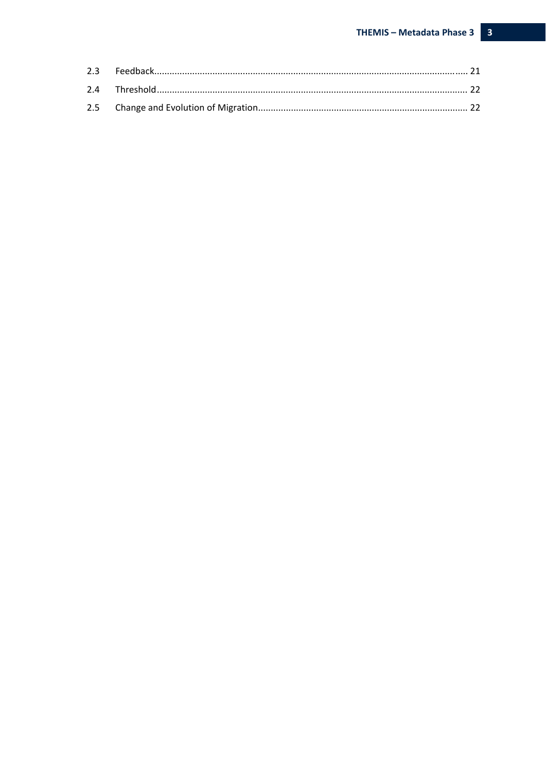2.3 Feedback........................................................................................................................ 21

2.4 Threshold......................................................................................................................... 22

2.5 Change and Evolution of Migration.................................................................................. 22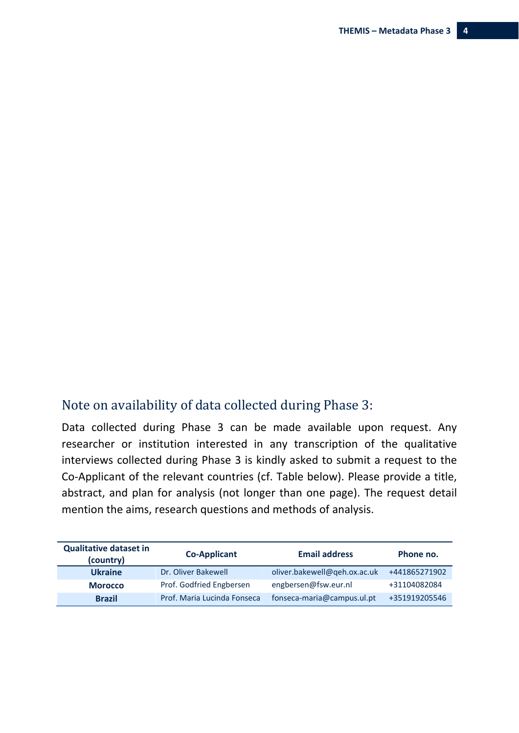## Note on availability of data collected during Phase 3:

Data collected during Phase 3 can be made available upon request. Any researcher or institution interested in any transcription of the qualitative interviews collected during Phase 3 is kindly asked to submit a request to the Co-Applicant of the relevant countries (cf. Table below). Please provide a title, abstract, and plan for analysis (not longer than one page). The request detail mention the aims, research questions and methods of analysis.

| Qualitative dataset in (country) | Co-Applicant | Email address | Phone no. |
|---|---|---|---|
| **Ukraine** | Dr. Oliver Bakewell | oliver.bakewell@qeh.ox.ac.uk | +441865271902 |
| **Morocco** | Prof. Godfried Engbersen | engbersen@fsw.eur.nl | +31104082084 |
| **Brazil** | Prof. Maria Lucinda Fonseca | fonseca-maria@campus.ul.pt | +351919205546 |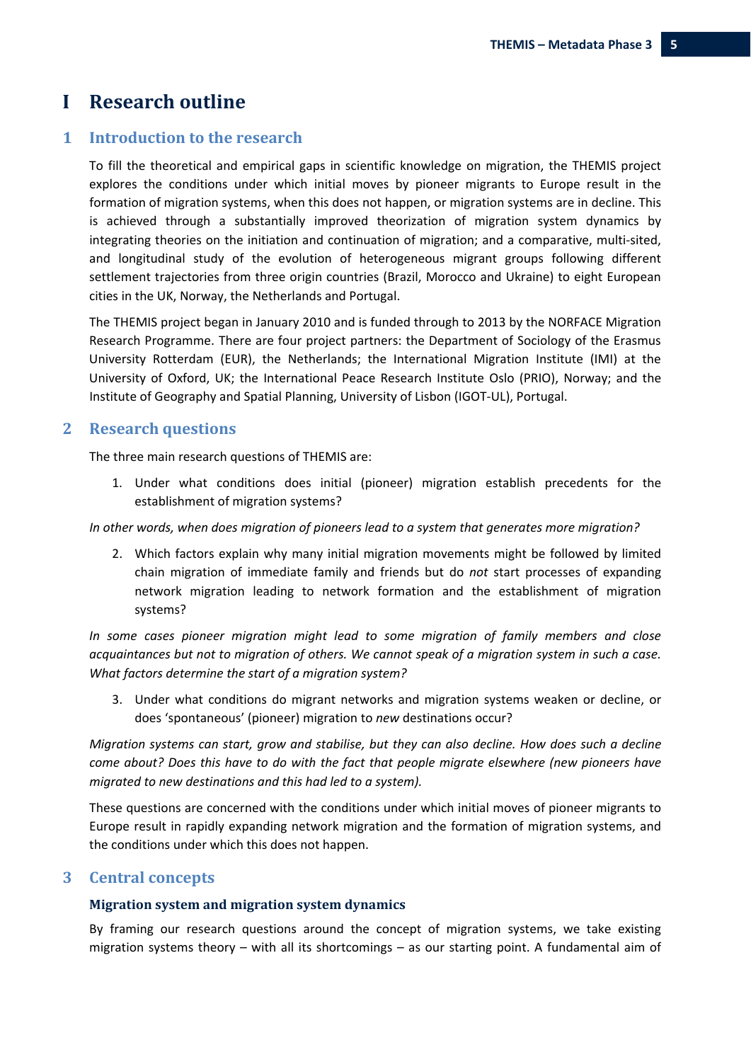# I Research outline

## 1 Introduction to the research

To fill the theoretical and empirical gaps in scientific knowledge on migration, the THEMIS project explores the conditions under which initial moves by pioneer migrants to Europe result in the formation of migration systems, when this does not happen, or migration systems are in decline. This is achieved through a substantially improved theorization of migration system dynamics by integrating theories on the initiation and continuation of migration; and a comparative, multi-sited, and longitudinal study of the evolution of heterogeneous migrant groups following different settlement trajectories from three origin countries (Brazil, Morocco and Ukraine) to eight European cities in the UK, Norway, the Netherlands and Portugal.

The THEMIS project began in January 2010 and is funded through to 2013 by the NORFACE Migration Research Programme. There are four project partners: the Department of Sociology of the Erasmus University Rotterdam (EUR), the Netherlands; the International Migration Institute (IMI) at the University of Oxford, UK; the International Peace Research Institute Oslo (PRIO), Norway; and the Institute of Geography and Spatial Planning, University of Lisbon (IGOT-UL), Portugal.

## 2 Research questions

The three main research questions of THEMIS are:

1. Under what conditions does initial (pioneer) migration establish precedents for the establishment of migration systems?

*In other words, when does migration of pioneers lead to a system that generates more migration?*

2. Which factors explain why many initial migration movements might be followed by limited chain migration of immediate family and friends but do *not* start processes of expanding network migration leading to network formation and the establishment of migration systems?

*In some cases pioneer migration might lead to some migration of family members and close acquaintances but not to migration of others. We cannot speak of a migration system in such a case. What factors determine the start of a migration system?*

3. Under what conditions do migrant networks and migration systems weaken or decline, or does 'spontaneous' (pioneer) migration to *new* destinations occur?

*Migration systems can start, grow and stabilise, but they can also decline. How does such a decline come about? Does this have to do with the fact that people migrate elsewhere (new pioneers have migrated to new destinations and this had led to a system).*

These questions are concerned with the conditions under which initial moves of pioneer migrants to Europe result in rapidly expanding network migration and the formation of migration systems, and the conditions under which this does not happen.

## 3 Central concepts

### Migration system and migration system dynamics

By framing our research questions around the concept of migration systems, we take existing migration systems theory – with all its shortcomings – as our starting point. A fundamental aim of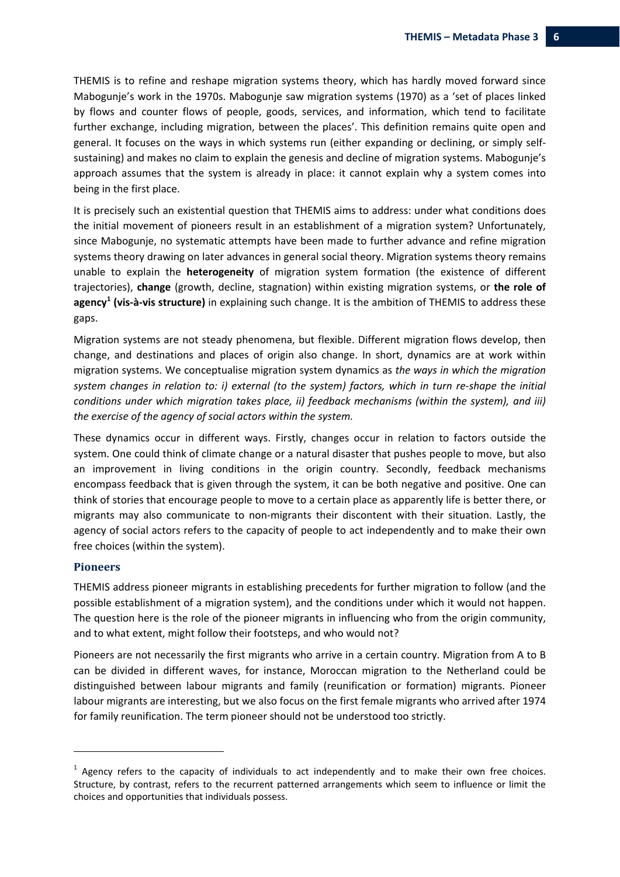THEMIS is to refine and reshape migration systems theory, which has hardly moved forward since Mabogunje's work in the 1970s. Mabogunje saw migration systems (1970) as a 'set of places linked by flows and counter flows of people, goods, services, and information, which tend to facilitate further exchange, including migration, between the places'. This definition remains quite open and general. It focuses on the ways in which systems run (either expanding or declining, or simply self-sustaining) and makes no claim to explain the genesis and decline of migration systems. Mabogunje's approach assumes that the system is already in place: it cannot explain why a system comes into being in the first place.

It is precisely such an existential question that THEMIS aims to address: under what conditions does the initial movement of pioneers result in an establishment of a migration system? Unfortunately, since Mabogunje, no systematic attempts have been made to further advance and refine migration systems theory drawing on later advances in general social theory. Migration systems theory remains unable to explain the **heterogeneity** of migration system formation (the existence of different trajectories), **change** (growth, decline, stagnation) within existing migration systems, or **the role of agency[1] (vis-à-vis structure)** in explaining such change. It is the ambition of THEMIS to address these gaps.

Migration systems are not steady phenomena, but flexible. Different migration flows develop, then change, and destinations and places of origin also change. In short, dynamics are at work within migration systems. We conceptualise migration system dynamics as *the ways in which the migration system changes in relation to: i) external (to the system) factors, which in turn re-shape the initial conditions under which migration takes place, ii) feedback mechanisms (within the system), and iii) the exercise of the agency of social actors within the system.*

These dynamics occur in different ways. Firstly, changes occur in relation to factors outside the system. One could think of climate change or a natural disaster that pushes people to move, but also an improvement in living conditions in the origin country. Secondly, feedback mechanisms encompass feedback that is given through the system, it can be both negative and positive. One can think of stories that encourage people to move to a certain place as apparently life is better there, or migrants may also communicate to non-migrants their discontent with their situation. Lastly, the agency of social actors refers to the capacity of people to act independently and to make their own free choices (within the system).

### Pioneers

THEMIS address pioneer migrants in establishing precedents for further migration to follow (and the possible establishment of a migration system), and the conditions under which it would not happen. The question here is the role of the pioneer migrants in influencing who from the origin community, and to what extent, might follow their footsteps, and who would not?

Pioneers are not necessarily the first migrants who arrive in a certain country. Migration from A to B can be divided in different waves, for instance, Moroccan migration to the Netherland could be distinguished between labour migrants and family (reunification or formation) migrants. Pioneer labour migrants are interesting, but we also focus on the first female migrants who arrived after 1974 for family reunification. The term pioneer should not be understood too strictly.

---

[1] Agency refers to the capacity of individuals to act independently and to make their own free choices. Structure, by contrast, refers to the recurrent patterned arrangements which seem to influence or limit the choices and opportunities that individuals possess.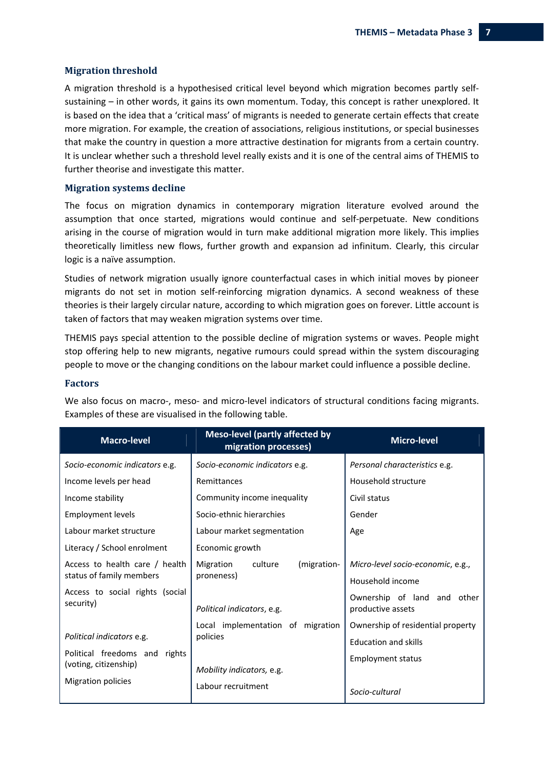### Migration threshold

A migration threshold is a hypothesised critical level beyond which migration becomes partly self-sustaining – in other words, it gains its own momentum. Today, this concept is rather unexplored. It is based on the idea that a 'critical mass' of migrants is needed to generate certain effects that create more migration. For example, the creation of associations, religious institutions, or special businesses that make the country in question a more attractive destination for migrants from a certain country. It is unclear whether such a threshold level really exists and it is one of the central aims of THEMIS to further theorise and investigate this matter.

### Migration systems decline

The focus on migration dynamics in contemporary migration literature evolved around the assumption that once started, migrations would continue and self-perpetuate. New conditions arising in the course of migration would in turn make additional migration more likely. This implies theoretically limitless new flows, further growth and expansion ad infinitum. Clearly, this circular logic is a naïve assumption.

Studies of network migration usually ignore counterfactual cases in which initial moves by pioneer migrants do not set in motion self-reinforcing migration dynamics. A second weakness of these theories is their largely circular nature, according to which migration goes on forever. Little account is taken of factors that may weaken migration systems over time.

THEMIS pays special attention to the possible decline of migration systems or waves. People might stop offering help to new migrants, negative rumours could spread within the system discouraging people to move or the changing conditions on the labour market could influence a possible decline.

### Factors

We also focus on macro-, meso- and micro-level indicators of structural conditions facing migrants. Examples of these are visualised in the following table.

| Macro-level | Meso-level (partly affected by migration processes) | Micro-level |
|---|---|---|
| *Socio-economic indicators* e.g. | *Socio-economic indicators* e.g. | *Personal characteristics* e.g. |
| Income levels per head | Remittances | Household structure |
| Income stability | Community income inequality | Civil status |
| Employment levels | Socio-ethnic hierarchies | Gender |
| Labour market structure | Labour market segmentation | Age |
| Literacy / School enrolment | Economic growth | |
| Access to health care / health status of family members | Migration culture (migration-proneness) | *Micro-level socio-economic*, e.g., |
| Access to social rights (social security) | | Household income |
| | *Political indicators*, e.g. | Ownership of land and other productive assets |
| *Political indicators* e.g. | Local implementation of migration policies | Ownership of residential property |
| Political freedoms and rights (voting, citizenship) | | Education and skills |
| Migration policies | *Mobility indicators,* e.g. | Employment status |
| | Labour recruitment | |
| | | *Socio-cultural* |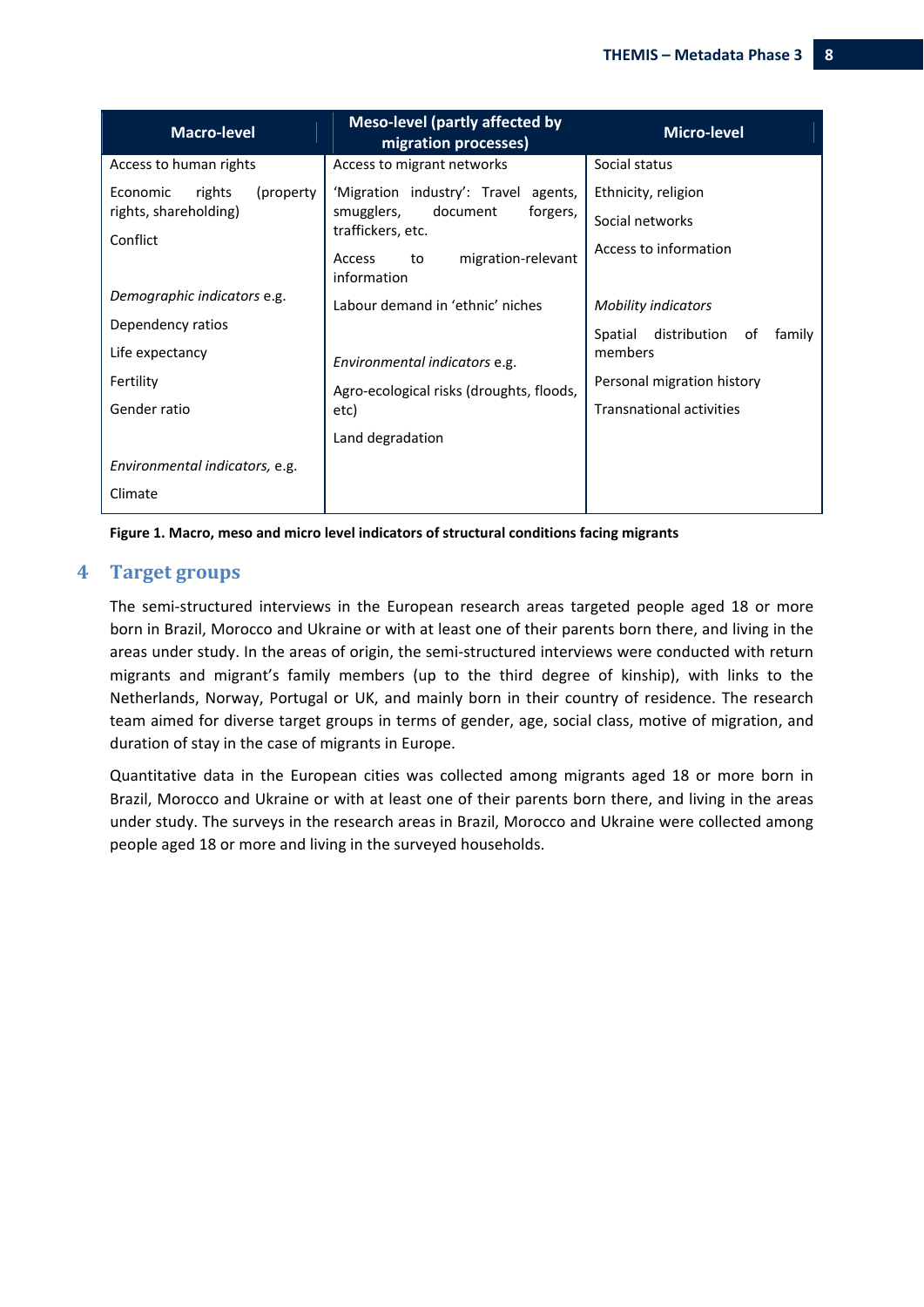| Macro-level | Meso-level (partly affected by migration processes) | Micro-level |
|---|---|---|
| Access to human rights | Access to migrant networks | Social status |
| Economic rights (property rights, shareholding) | 'Migration industry': Travel agents, smugglers, document forgers, traffickers, etc. | Ethnicity, religion |
| Conflict | Access to migration-relevant information | Social networks |
| | | Access to information |
| *Demographic indicators* e.g. | Labour demand in 'ethnic' niches | *Mobility indicators* |
| Dependency ratios | | Spatial distribution of family members |
| Life expectancy | *Environmental indicators* e.g. | Personal migration history |
| Fertility | Agro-ecological risks (droughts, floods, etc) | Transnational activities |
| Gender ratio | Land degradation | |
| *Environmental indicators,* e.g. | | |
| Climate | | |

**Figure 1. Macro, meso and micro level indicators of structural conditions facing migrants**

# 4 Target groups

The semi-structured interviews in the European research areas targeted people aged 18 or more born in Brazil, Morocco and Ukraine or with at least one of their parents born there, and living in the areas under study. In the areas of origin, the semi-structured interviews were conducted with return migrants and migrant's family members (up to the third degree of kinship), with links to the Netherlands, Norway, Portugal or UK, and mainly born in their country of residence. The research team aimed for diverse target groups in terms of gender, age, social class, motive of migration, and duration of stay in the case of migrants in Europe.

Quantitative data in the European cities was collected among migrants aged 18 or more born in Brazil, Morocco and Ukraine or with at least one of their parents born there, and living in the areas under study. The surveys in the research areas in Brazil, Morocco and Ukraine were collected among people aged 18 or more and living in the surveyed households.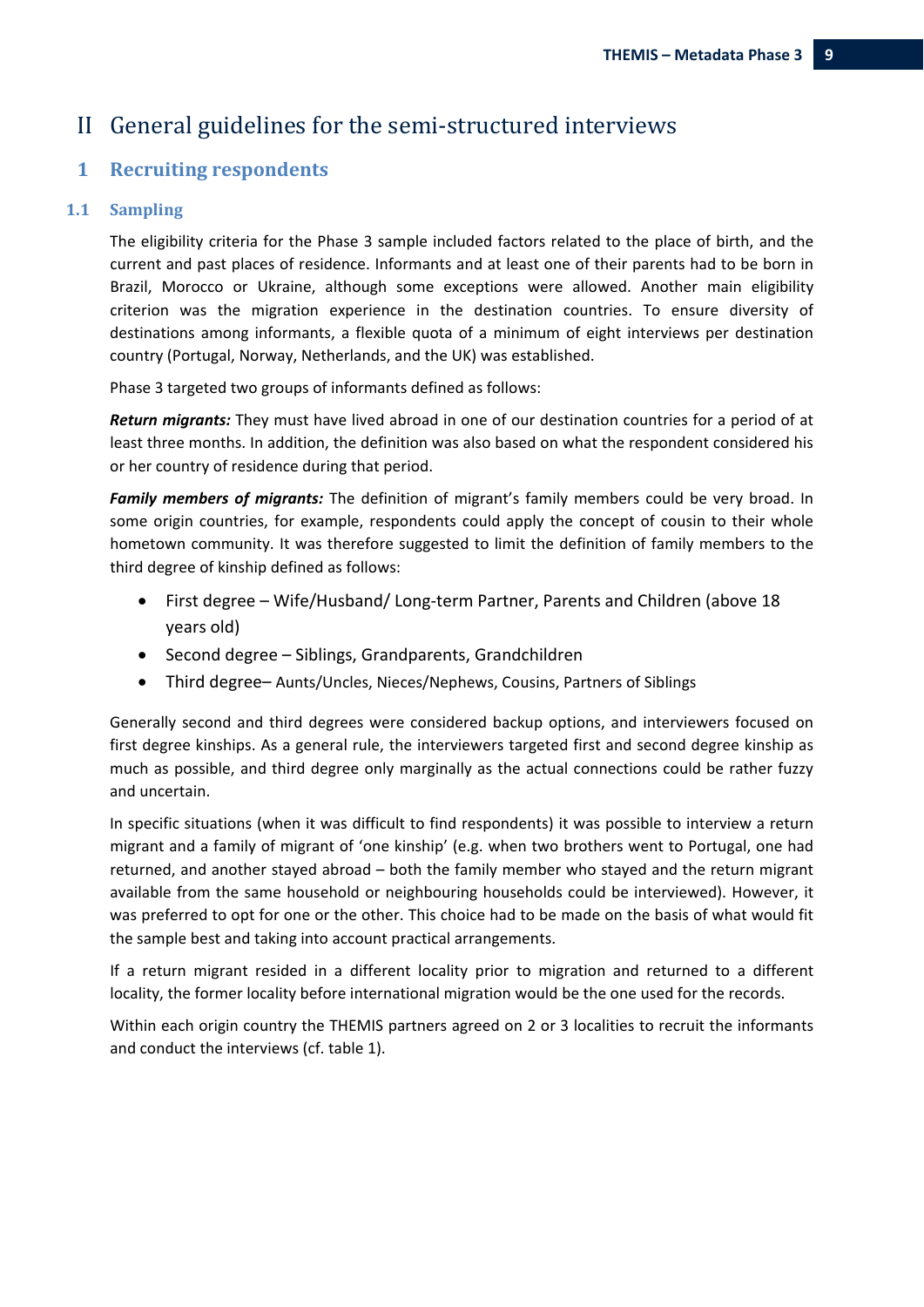# II General guidelines for the semi-structured interviews

## 1 Recruiting respondents

### 1.1 Sampling

The eligibility criteria for the Phase 3 sample included factors related to the place of birth, and the current and past places of residence. Informants and at least one of their parents had to be born in Brazil, Morocco or Ukraine, although some exceptions were allowed. Another main eligibility criterion was the migration experience in the destination countries. To ensure diversity of destinations among informants, a flexible quota of a minimum of eight interviews per destination country (Portugal, Norway, Netherlands, and the UK) was established.

Phase 3 targeted two groups of informants defined as follows:

***Return migrants:*** They must have lived abroad in one of our destination countries for a period of at least three months. In addition, the definition was also based on what the respondent considered his or her country of residence during that period.

***Family members of migrants:*** The definition of migrant's family members could be very broad. In some origin countries, for example, respondents could apply the concept of cousin to their whole hometown community. It was therefore suggested to limit the definition of family members to the third degree of kinship defined as follows:

- First degree – Wife/Husband/ Long-term Partner, Parents and Children (above 18 years old)
- Second degree – Siblings, Grandparents, Grandchildren
- Third degree– Aunts/Uncles, Nieces/Nephews, Cousins, Partners of Siblings

Generally second and third degrees were considered backup options, and interviewers focused on first degree kinships. As a general rule, the interviewers targeted first and second degree kinship as much as possible, and third degree only marginally as the actual connections could be rather fuzzy and uncertain.

In specific situations (when it was difficult to find respondents) it was possible to interview a return migrant and a family of migrant of 'one kinship' (e.g. when two brothers went to Portugal, one had returned, and another stayed abroad – both the family member who stayed and the return migrant available from the same household or neighbouring households could be interviewed). However, it was preferred to opt for one or the other. This choice had to be made on the basis of what would fit the sample best and taking into account practical arrangements.

If a return migrant resided in a different locality prior to migration and returned to a different locality, the former locality before international migration would be the one used for the records.

Within each origin country the THEMIS partners agreed on 2 or 3 localities to recruit the informants and conduct the interviews (cf. table 1).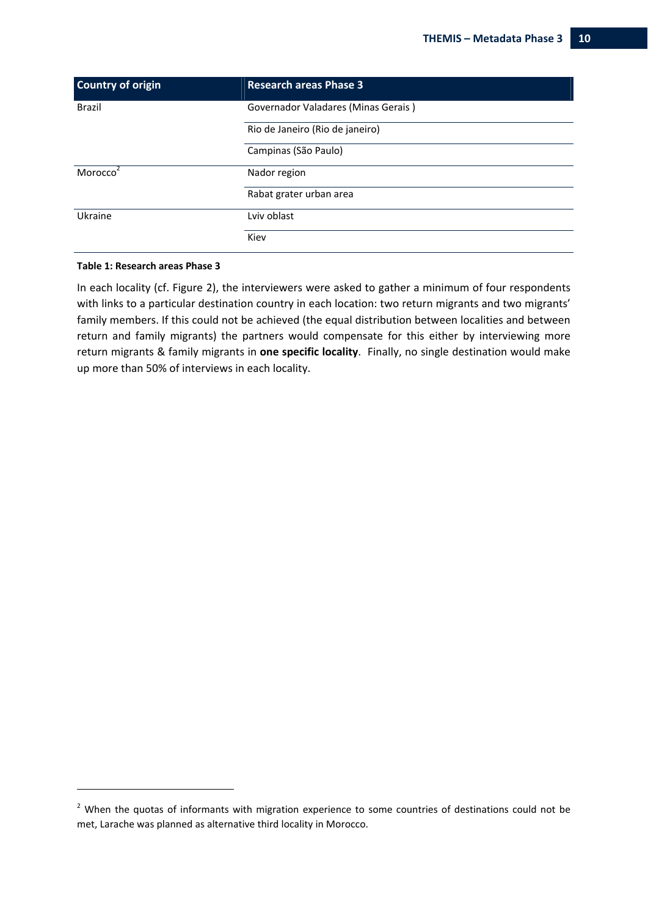| Country of origin | Research areas Phase 3 |
|---|---|
| Brazil | Governador Valadares (Minas Gerais ) |
| | Rio de Janeiro (Rio de janeiro) |
| | Campinas (São Paulo) |
| Morocco[2] | Nador region |
| | Rabat grater urban area |
| Ukraine | Lviv oblast |
| | Kiev |

**Table 1: Research areas Phase 3**

In each locality (cf. Figure 2), the interviewers were asked to gather a minimum of four respondents with links to a particular destination country in each location: two return migrants and two migrants' family members. If this could not be achieved (the equal distribution between localities and between return and family migrants) the partners would compensate for this either by interviewing more return migrants & family migrants in **one specific locality**. Finally, no single destination would make up more than 50% of interviews in each locality.

[2] When the quotas of informants with migration experience to some countries of destinations could not be met, Larache was planned as alternative third locality in Morocco.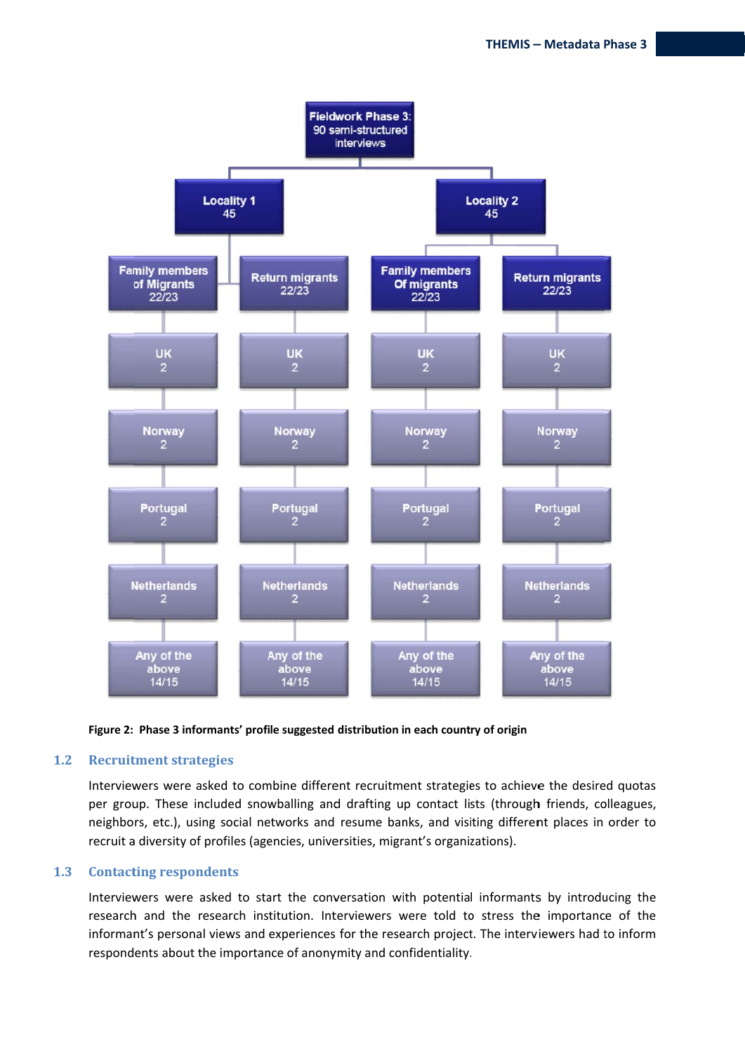Fieldwork Phase 3: 90 semi-structured interviews

| Locality 1 45 | | Locality 2 45 | |
|---|---|---|---|
| Family members of Migrants 22/23 | Return migrants 22/23 | Family members Of migrants 22/23 | Return migrants 22/23 |
| UK 2 | UK 2 | UK 2 | UK 2 |
| Norway 2 | Norway 2 | Norway 2 | Norway 2 |
| Portugal 2 | Portugal 2 | Portugal 2 | Portugal 2 |
| Netherlands 2 | Netherlands 2 | Netherlands 2 | Netherlands 2 |
| Any of the above 14/15 | Any of the above 14/15 | Any of the above 14/15 | Any of the above 14/15 |

**Figure 2: Phase 3 informants' profile suggested distribution in each country of origin**

## 1.2 Recruitment strategies

Interviewers were asked to combine different recruitment strategies to achieve the desired quotas per group. These included snowballing and drafting up contact lists (through friends, colleagues, neighbors, etc.), using social networks and resume banks, and visiting different places in order to recruit a diversity of profiles (agencies, universities, migrant's organizations).

## 1.3 Contacting respondents

Interviewers were asked to start the conversation with potential informants by introducing the research and the research institution. Interviewers were told to stress the importance of the informant's personal views and experiences for the research project. The interviewers had to inform respondents about the importance of anonymity and confidentiality.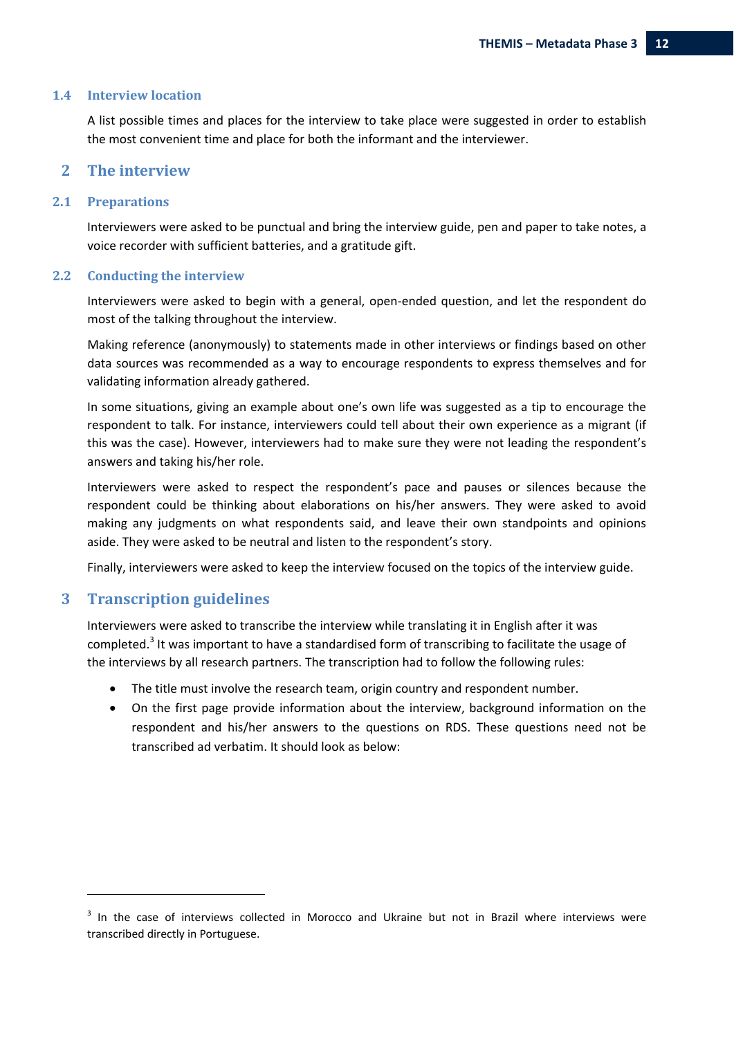### 1.4 Interview location

A list possible times and places for the interview to take place were suggested in order to establish the most convenient time and place for both the informant and the interviewer.

## 2 The interview

### 2.1 Preparations

Interviewers were asked to be punctual and bring the interview guide, pen and paper to take notes, a voice recorder with sufficient batteries, and a gratitude gift.

### 2.2 Conducting the interview

Interviewers were asked to begin with a general, open-ended question, and let the respondent do most of the talking throughout the interview.

Making reference (anonymously) to statements made in other interviews or findings based on other data sources was recommended as a way to encourage respondents to express themselves and for validating information already gathered.

In some situations, giving an example about one's own life was suggested as a tip to encourage the respondent to talk. For instance, interviewers could tell about their own experience as a migrant (if this was the case). However, interviewers had to make sure they were not leading the respondent's answers and taking his/her role.

Interviewers were asked to respect the respondent's pace and pauses or silences because the respondent could be thinking about elaborations on his/her answers. They were asked to avoid making any judgments on what respondents said, and leave their own standpoints and opinions aside. They were asked to be neutral and listen to the respondent's story.

Finally, interviewers were asked to keep the interview focused on the topics of the interview guide.

## 3 Transcription guidelines

Interviewers were asked to transcribe the interview while translating it in English after it was completed.[3] It was important to have a standardised form of transcribing to facilitate the usage of the interviews by all research partners. The transcription had to follow the following rules:

- The title must involve the research team, origin country and respondent number.
- On the first page provide information about the interview, background information on the respondent and his/her answers to the questions on RDS. These questions need not be transcribed ad verbatim. It should look as below:

[3] In the case of interviews collected in Morocco and Ukraine but not in Brazil where interviews were transcribed directly in Portuguese.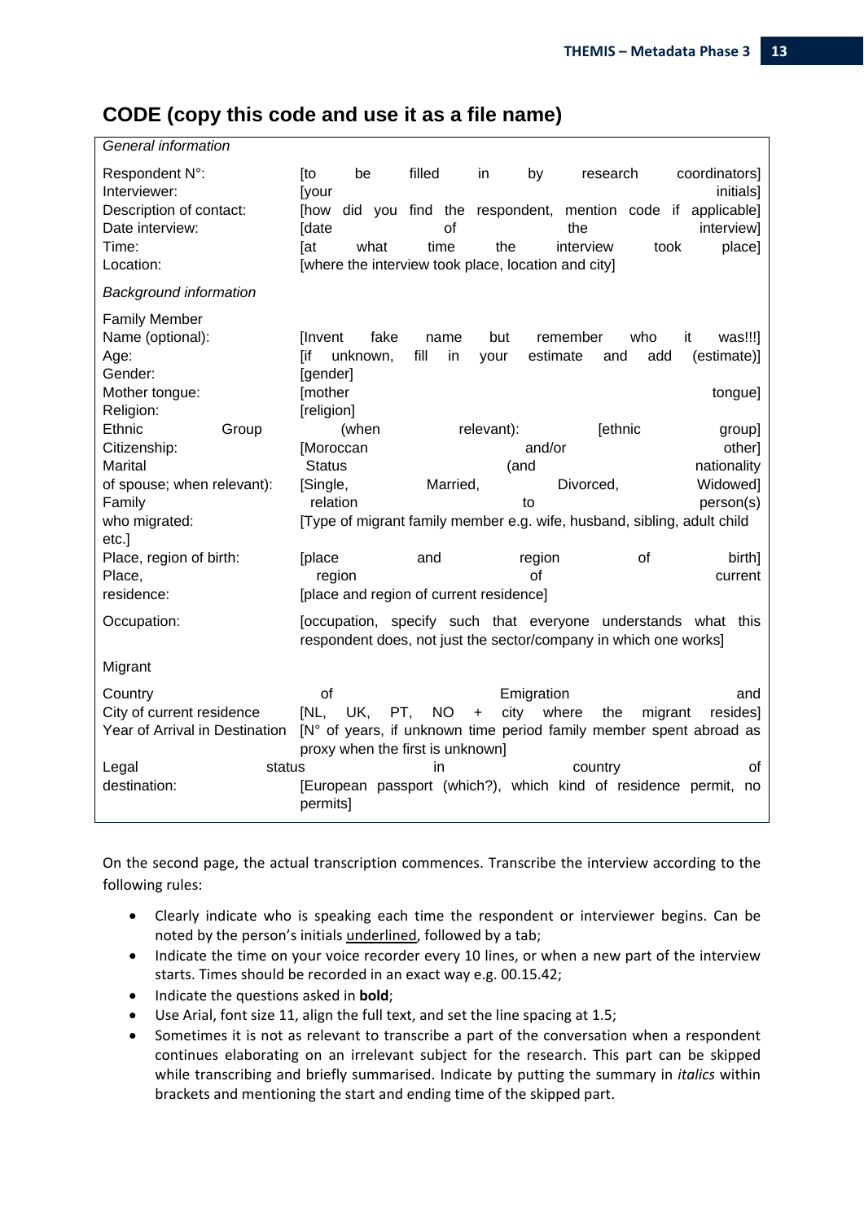## CODE (copy this code and use it as a file name)

| *General information* | |
|---|---|
| Respondent N°: | [to be filled in by research coordinators] |
| Interviewer: | [your initials] |
| Description of contact: | [how did you find the respondent, mention code if applicable] |
| Date interview: | [date of the interview] |
| Time: | [at what time the interview took place] |
| Location: | [where the interview took place, location and city] |
| *Background information* | |
| Family Member | |
| Name (optional): | [Invent fake name but remember who it was!!!] |
| Age: | [if unknown, fill in your estimate and add (estimate)] |
| Gender: | [gender] |
| Mother tongue: | [mother tongue] |
| Religion: | [religion] |
| Ethnic Group (when relevant): | [ethnic group] |
| Citizenship: | [Moroccan and/or other] |
| Marital Status (and nationality of spouse; when relevant): | [Single, Married, Divorced, Widowed] |
| Family relation to person(s) who migrated: | [Type of migrant family member e.g. wife, husband, sibling, adult child etc.] |
| Place, region of birth: | [place and region of birth] |
| Place, region of current residence: | [place and region of current residence] |
| Occupation: | [occupation, specify such that everyone understands what this respondent does, not just the sector/company in which one works] |
| Migrant | |
| Country of Emigration and City of current residence | [NL, UK, PT, NO + city where the migrant resides] |
| Year of Arrival in Destination | [N° of years, if unknown time period family member spent abroad as proxy when the first is unknown] |
| Legal status in country of destination: | [European passport (which?), which kind of residence permit, no permits] |

On the second page, the actual transcription commences. Transcribe the interview according to the following rules:

- Clearly indicate who is speaking each time the respondent or interviewer begins. Can be noted by the person's initials <u>underlined</u>, followed by a tab;
- Indicate the time on your voice recorder every 10 lines, or when a new part of the interview starts. Times should be recorded in an exact way e.g. 00.15.42;
- Indicate the questions asked in **bold**;
- Use Arial, font size 11, align the full text, and set the line spacing at 1.5;
- Sometimes it is not as relevant to transcribe a part of the conversation when a respondent continues elaborating on an irrelevant subject for the research. This part can be skipped while transcribing and briefly summarised. Indicate by putting the summary in *italics* within brackets and mentioning the start and ending time of the skipped part.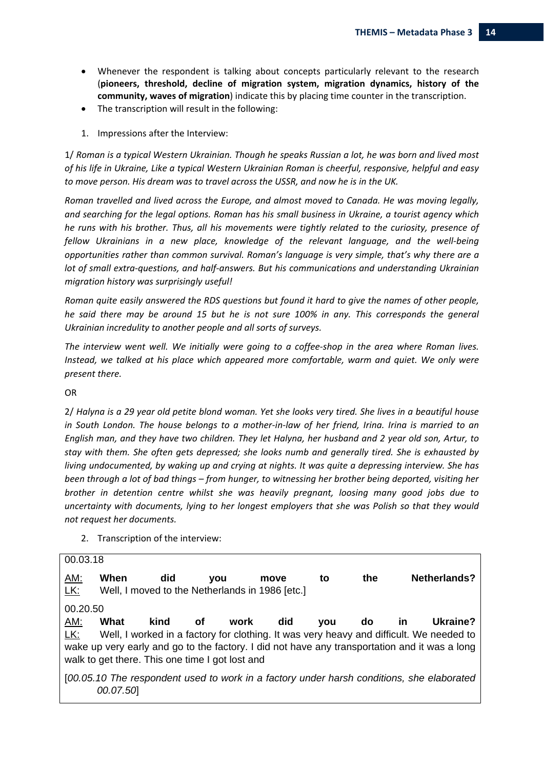- Whenever the respondent is talking about concepts particularly relevant to the research (**pioneers, threshold, decline of migration system, migration dynamics, history of the community, waves of migration**) indicate this by placing time counter in the transcription.
- The transcription will result in the following:

1. Impressions after the Interview:

1/ *Roman is a typical Western Ukrainian. Though he speaks Russian a lot, he was born and lived most of his life in Ukraine, Like a typical Western Ukrainian Roman is cheerful, responsive, helpful and easy to move person. His dream was to travel across the USSR, and now he is in the UK.*

*Roman travelled and lived across the Europe, and almost moved to Canada. He was moving legally, and searching for the legal options. Roman has his small business in Ukraine, a tourist agency which he runs with his brother. Thus, all his movements were tightly related to the curiosity, presence of fellow Ukrainians in a new place, knowledge of the relevant language, and the well-being opportunities rather than common survival. Roman's language is very simple, that's why there are a lot of small extra-questions, and half-answers. But his communications and understanding Ukrainian migration history was surprisingly useful!*

*Roman quite easily answered the RDS questions but found it hard to give the names of other people, he said there may be around 15 but he is not sure 100% in any. This corresponds the general Ukrainian incredulity to another people and all sorts of surveys.*

*The interview went well. We initially were going to a coffee-shop in the area where Roman lives. Instead, we talked at his place which appeared more comfortable, warm and quiet. We only were present there.*

OR

2/ *Halyna is a 29 year old petite blond woman. Yet she looks very tired. She lives in a beautiful house in South London. The house belongs to a mother-in-law of her friend, Irina. Irina is married to an English man, and they have two children. They let Halyna, her husband and 2 year old son, Artur, to stay with them. She often gets depressed; she looks numb and generally tired. She is exhausted by living undocumented, by waking up and crying at nights. It was quite a depressing interview. She has been through a lot of bad things – from hunger, to witnessing her brother being deported, visiting her brother in detention centre whilst she was heavily pregnant, loosing many good jobs due to uncertainty with documents, lying to her longest employers that she was Polish so that they would not request her documents.*

2. Transcription of the interview:

00.03.18

AM: **When did you move to the Netherlands?**
LK: Well, I moved to the Netherlands in 1986 [etc.]

00.20.50

AM: **What kind of work did you do in Ukraine?**
LK: Well, I worked in a factory for clothing. It was very heavy and difficult. We needed to wake up very early and go to the factory. I did not have any transportation and it was a long walk to get there. This one time I got lost and

[*00.05.10 The respondent used to work in a factory under harsh conditions, she elaborated 00.07.50*]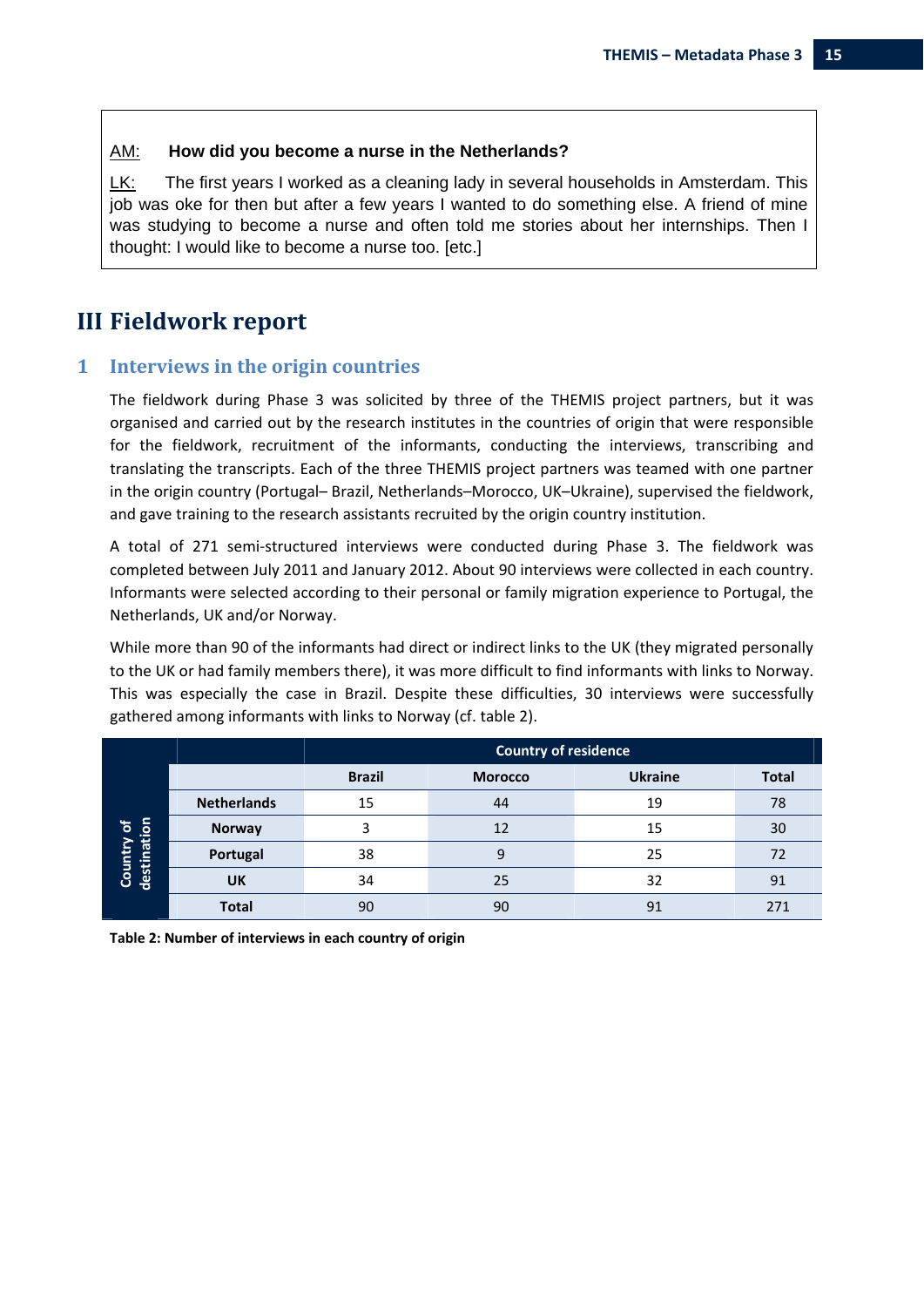AM: **How did you become a nurse in the Netherlands?**

LK: The first years I worked as a cleaning lady in several households in Amsterdam. This job was oke for then but after a few years I wanted to do something else. A friend of mine was studying to become a nurse and often told me stories about her internships. Then I thought: I would like to become a nurse too. [etc.]

# III Fieldwork report

## 1 Interviews in the origin countries

The fieldwork during Phase 3 was solicited by three of the THEMIS project partners, but it was organised and carried out by the research institutes in the countries of origin that were responsible for the fieldwork, recruitment of the informants, conducting the interviews, transcribing and translating the transcripts. Each of the three THEMIS project partners was teamed with one partner in the origin country (Portugal– Brazil, Netherlands–Morocco, UK–Ukraine), supervised the fieldwork, and gave training to the research assistants recruited by the origin country institution.

A total of 271 semi-structured interviews were conducted during Phase 3. The fieldwork was completed between July 2011 and January 2012. About 90 interviews were collected in each country. Informants were selected according to their personal or family migration experience to Portugal, the Netherlands, UK and/or Norway.

While more than 90 of the informants had direct or indirect links to the UK (they migrated personally to the UK or had family members there), it was more difficult to find informants with links to Norway. This was especially the case in Brazil. Despite these difficulties, 30 interviews were successfully gathered among informants with links to Norway (cf. table 2).

| | | Country of residence | | | |
|---|---|---|---|---|---|
| | | **Brazil** | **Morocco** | **Ukraine** | **Total** |
| **Country of destination** | **Netherlands** | 15 | 44 | 19 | 78 |
| | **Norway** | 3 | 12 | 15 | 30 |
| | **Portugal** | 38 | 9 | 25 | 72 |
| | **UK** | 34 | 25 | 32 | 91 |
| | **Total** | 90 | 90 | 91 | 271 |

**Table 2: Number of interviews in each country of origin**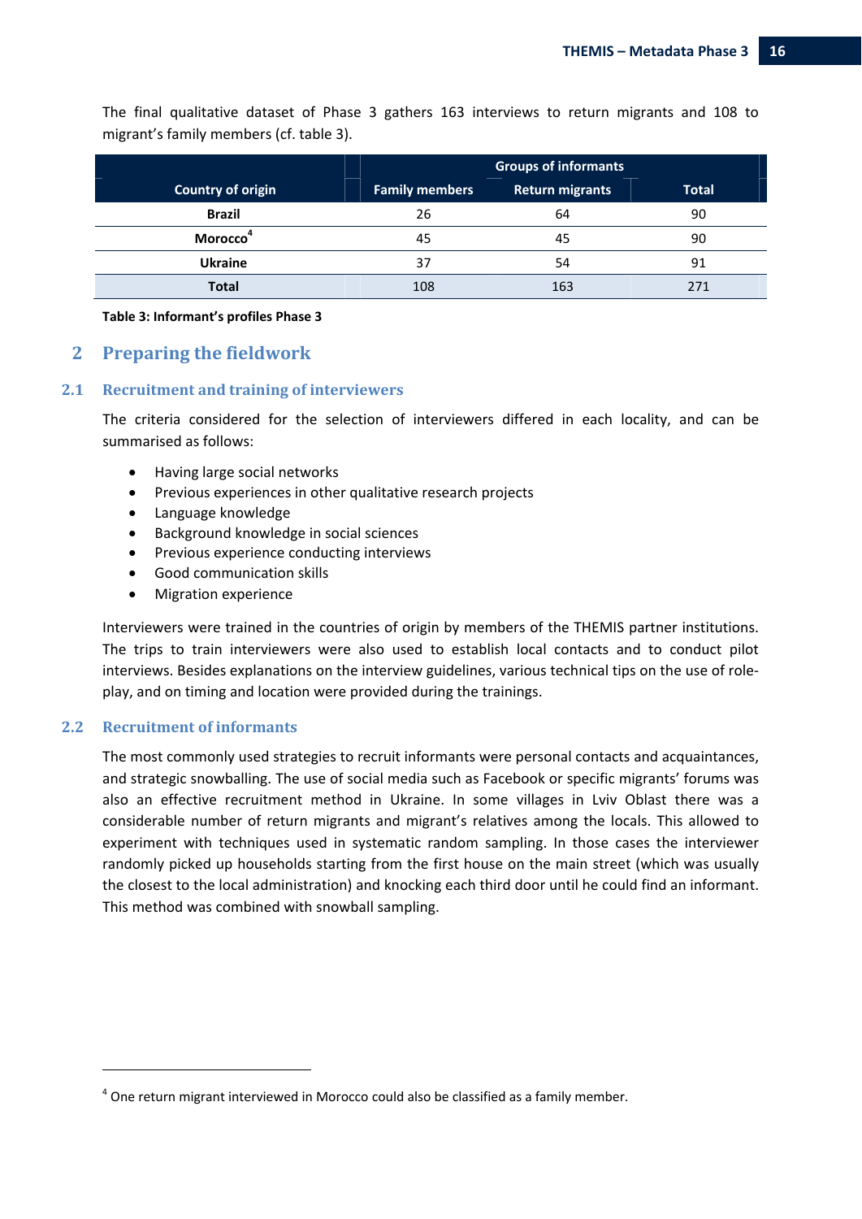The final qualitative dataset of Phase 3 gathers 163 interviews to return migrants and 108 to migrant's family members (cf. table 3).

| Country of origin | Groups of informants | | |
|---|---|---|---|
| | Family members | Return migrants | Total |
| **Brazil** | 26 | 64 | 90 |
| **Morocco**[4] | 45 | 45 | 90 |
| **Ukraine** | 37 | 54 | 91 |
| **Total** | 108 | 163 | 271 |

**Table 3: Informant's profiles Phase 3**

# 2 Preparing the fieldwork

## 2.1 Recruitment and training of interviewers

The criteria considered for the selection of interviewers differed in each locality, and can be summarised as follows:

- Having large social networks
- Previous experiences in other qualitative research projects
- Language knowledge
- Background knowledge in social sciences
- Previous experience conducting interviews
- Good communication skills
- Migration experience

Interviewers were trained in the countries of origin by members of the THEMIS partner institutions. The trips to train interviewers were also used to establish local contacts and to conduct pilot interviews. Besides explanations on the interview guidelines, various technical tips on the use of role-play, and on timing and location were provided during the trainings.

## 2.2 Recruitment of informants

The most commonly used strategies to recruit informants were personal contacts and acquaintances, and strategic snowballing. The use of social media such as Facebook or specific migrants' forums was also an effective recruitment method in Ukraine. In some villages in Lviv Oblast there was a considerable number of return migrants and migrant's relatives among the locals. This allowed to experiment with techniques used in systematic random sampling. In those cases the interviewer randomly picked up households starting from the first house on the main street (which was usually the closest to the local administration) and knocking each third door until he could find an informant. This method was combined with snowball sampling.

[4] One return migrant interviewed in Morocco could also be classified as a family member.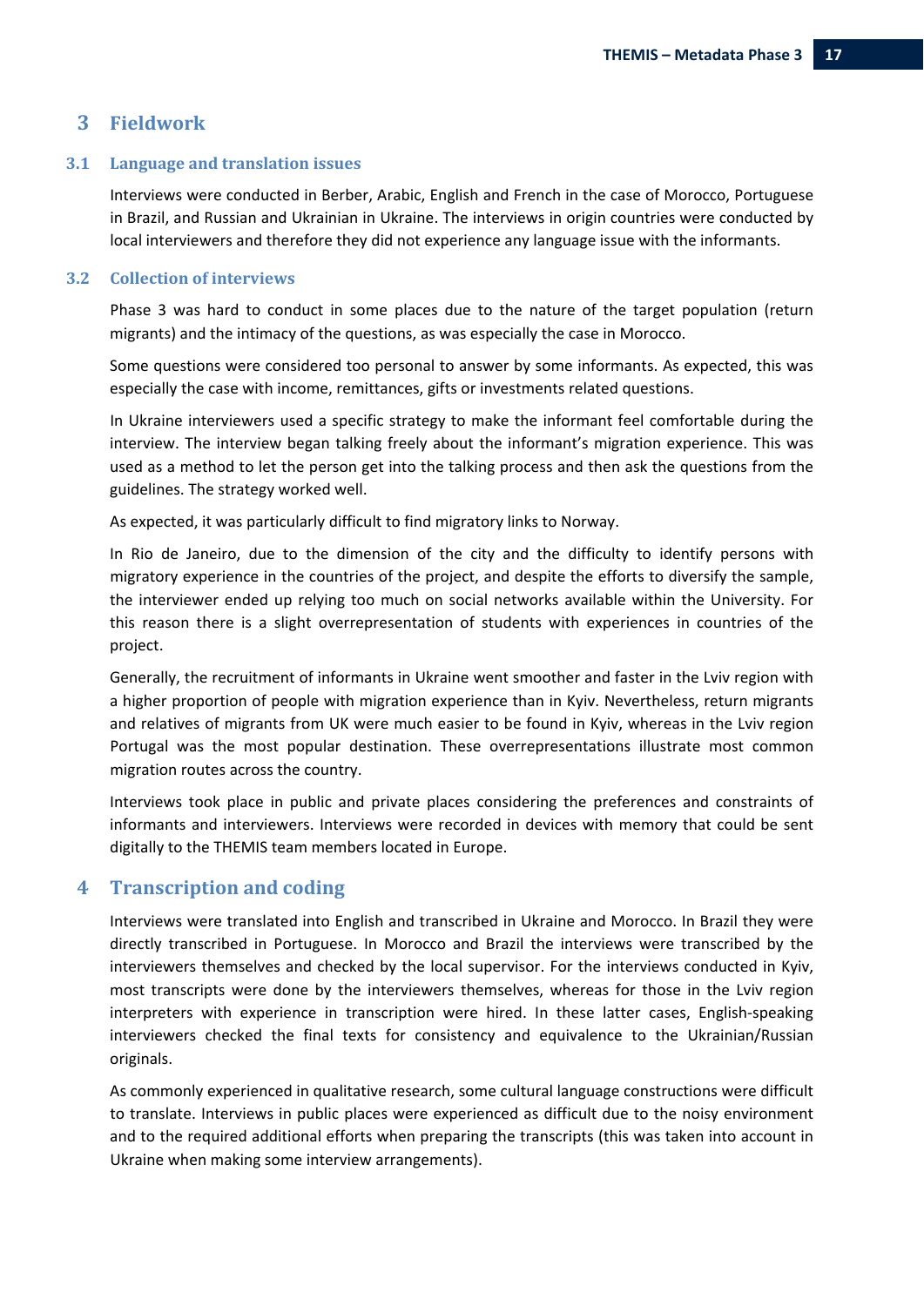# 3 Fieldwork

## 3.1 Language and translation issues

Interviews were conducted in Berber, Arabic, English and French in the case of Morocco, Portuguese in Brazil, and Russian and Ukrainian in Ukraine. The interviews in origin countries were conducted by local interviewers and therefore they did not experience any language issue with the informants.

## 3.2 Collection of interviews

Phase 3 was hard to conduct in some places due to the nature of the target population (return migrants) and the intimacy of the questions, as was especially the case in Morocco.

Some questions were considered too personal to answer by some informants. As expected, this was especially the case with income, remittances, gifts or investments related questions.

In Ukraine interviewers used a specific strategy to make the informant feel comfortable during the interview. The interview began talking freely about the informant's migration experience. This was used as a method to let the person get into the talking process and then ask the questions from the guidelines. The strategy worked well.

As expected, it was particularly difficult to find migratory links to Norway.

In Rio de Janeiro, due to the dimension of the city and the difficulty to identify persons with migratory experience in the countries of the project, and despite the efforts to diversify the sample, the interviewer ended up relying too much on social networks available within the University. For this reason there is a slight overrepresentation of students with experiences in countries of the project.

Generally, the recruitment of informants in Ukraine went smoother and faster in the Lviv region with a higher proportion of people with migration experience than in Kyiv. Nevertheless, return migrants and relatives of migrants from UK were much easier to be found in Kyiv, whereas in the Lviv region Portugal was the most popular destination. These overrepresentations illustrate most common migration routes across the country.

Interviews took place in public and private places considering the preferences and constraints of informants and interviewers. Interviews were recorded in devices with memory that could be sent digitally to the THEMIS team members located in Europe.

# 4 Transcription and coding

Interviews were translated into English and transcribed in Ukraine and Morocco. In Brazil they were directly transcribed in Portuguese. In Morocco and Brazil the interviews were transcribed by the interviewers themselves and checked by the local supervisor. For the interviews conducted in Kyiv, most transcripts were done by the interviewers themselves, whereas for those in the Lviv region interpreters with experience in transcription were hired. In these latter cases, English-speaking interviewers checked the final texts for consistency and equivalence to the Ukrainian/Russian originals.

As commonly experienced in qualitative research, some cultural language constructions were difficult to translate. Interviews in public places were experienced as difficult due to the noisy environment and to the required additional efforts when preparing the transcripts (this was taken into account in Ukraine when making some interview arrangements).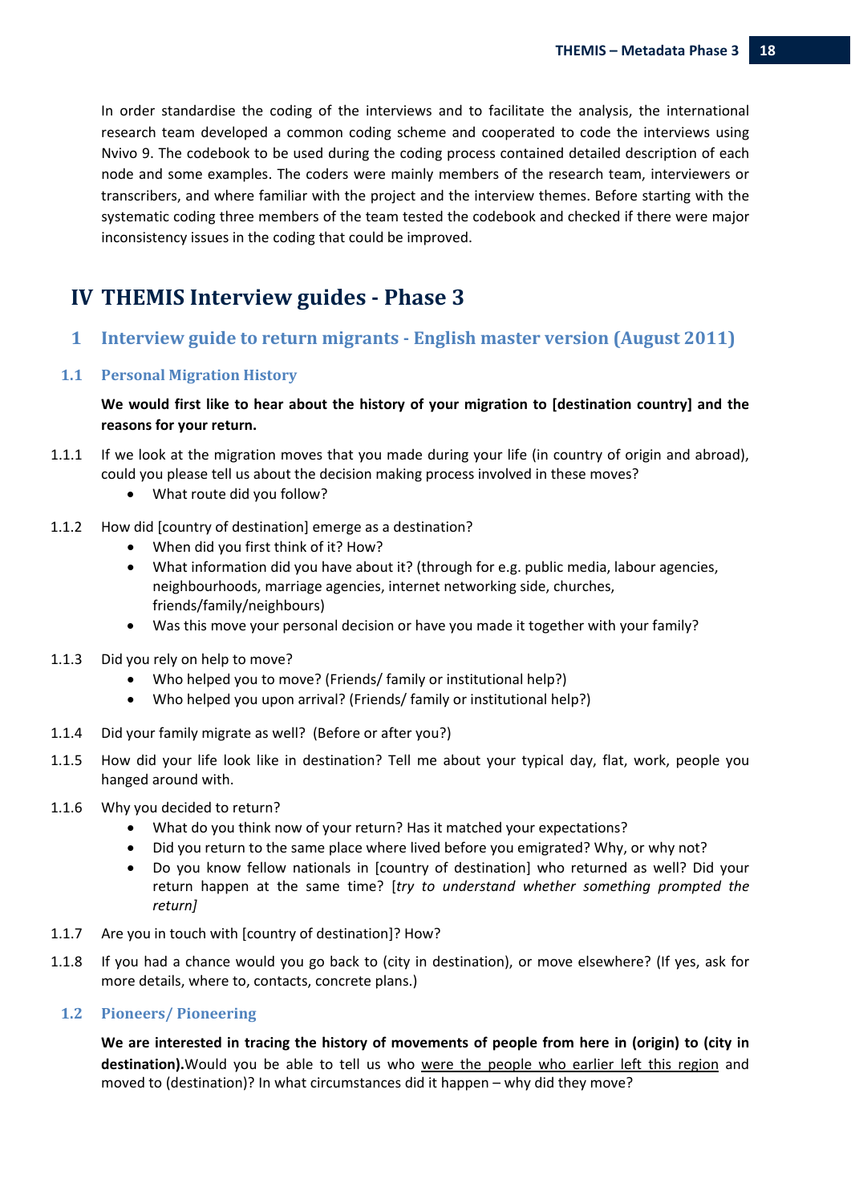In order standardise the coding of the interviews and to facilitate the analysis, the international research team developed a common coding scheme and cooperated to code the interviews using Nvivo 9. The codebook to be used during the coding process contained detailed description of each node and some examples. The coders were mainly members of the research team, interviewers or transcribers, and where familiar with the project and the interview themes. Before starting with the systematic coding three members of the team tested the codebook and checked if there were major inconsistency issues in the coding that could be improved.

# IV THEMIS Interview guides - Phase 3

## 1 Interview guide to return migrants - English master version (August 2011)

### 1.1 Personal Migration History

**We would first like to hear about the history of your migration to [destination country] and the reasons for your return.**

1.1.1 If we look at the migration moves that you made during your life (in country of origin and abroad), could you please tell us about the decision making process involved in these moves?

- What route did you follow?

1.1.2 How did [country of destination] emerge as a destination?

- When did you first think of it? How?
- What information did you have about it? (through for e.g. public media, labour agencies, neighbourhoods, marriage agencies, internet networking side, churches, friends/family/neighbours)
- Was this move your personal decision or have you made it together with your family?

1.1.3 Did you rely on help to move?

- Who helped you to move? (Friends/ family or institutional help?)
- Who helped you upon arrival? (Friends/ family or institutional help?)

1.1.4 Did your family migrate as well? (Before or after you?)

1.1.5 How did your life look like in destination? Tell me about your typical day, flat, work, people you hanged around with.

1.1.6 Why you decided to return?

- What do you think now of your return? Has it matched your expectations?
- Did you return to the same place where lived before you emigrated? Why, or why not?
- Do you know fellow nationals in [country of destination] who returned as well? Did your return happen at the same time? [*try to understand whether something prompted the return]*

1.1.7 Are you in touch with [country of destination]? How?

1.1.8 If you had a chance would you go back to (city in destination), or move elsewhere? (If yes, ask for more details, where to, contacts, concrete plans.)

### 1.2 Pioneers/ Pioneering

**We are interested in tracing the history of movements of people from here in (origin) to (city in destination).**Would you be able to tell us who <u>were the people who earlier left this region</u> and moved to (destination)? In what circumstances did it happen – why did they move?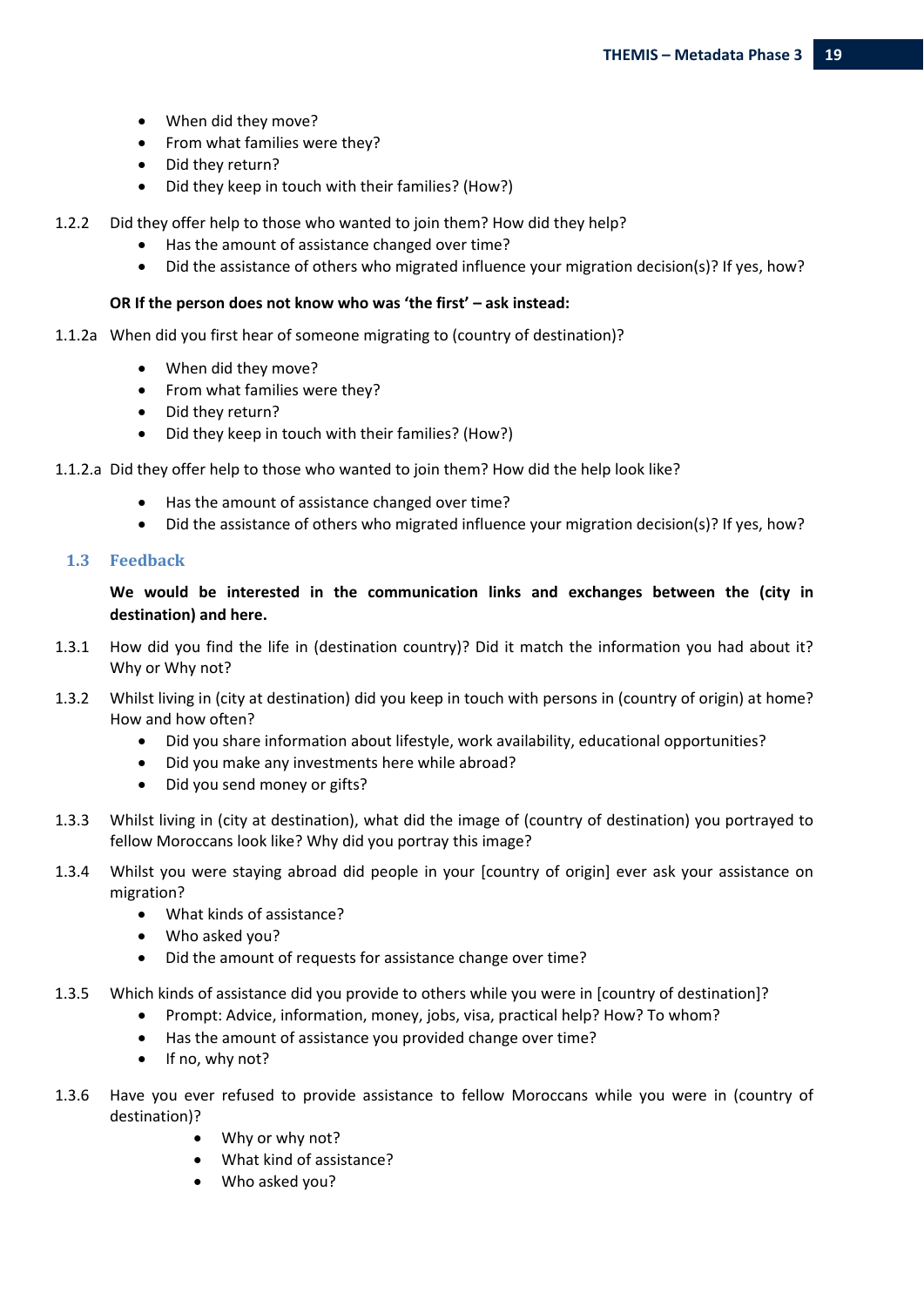- When did they move?
- From what families were they?
- Did they return?
- Did they keep in touch with their families? (How?)

1.2.2 Did they offer help to those who wanted to join them? How did they help?

- Has the amount of assistance changed over time?
- Did the assistance of others who migrated influence your migration decision(s)? If yes, how?

**OR If the person does not know who was 'the first' – ask instead:**

1.1.2a When did you first hear of someone migrating to (country of destination)?

- When did they move?
- From what families were they?
- Did they return?
- Did they keep in touch with their families? (How?)

1.1.2.a Did they offer help to those who wanted to join them? How did the help look like?

- Has the amount of assistance changed over time?
- Did the assistance of others who migrated influence your migration decision(s)? If yes, how?

## 1.3 Feedback

**We would be interested in the communication links and exchanges between the (city in destination) and here.**

1.3.1 How did you find the life in (destination country)? Did it match the information you had about it? Why or Why not?

1.3.2 Whilst living in (city at destination) did you keep in touch with persons in (country of origin) at home? How and how often?

- Did you share information about lifestyle, work availability, educational opportunities?
- Did you make any investments here while abroad?
- Did you send money or gifts?

1.3.3 Whilst living in (city at destination), what did the image of (country of destination) you portrayed to fellow Moroccans look like? Why did you portray this image?

1.3.4 Whilst you were staying abroad did people in your [country of origin] ever ask your assistance on migration?

- What kinds of assistance?
- Who asked you?
- Did the amount of requests for assistance change over time?

1.3.5 Which kinds of assistance did you provide to others while you were in [country of destination]?

- Prompt: Advice, information, money, jobs, visa, practical help? How? To whom?
- Has the amount of assistance you provided change over time?
- If no, why not?

1.3.6 Have you ever refused to provide assistance to fellow Moroccans while you were in (country of destination)?

- Why or why not?
- What kind of assistance?
- Who asked you?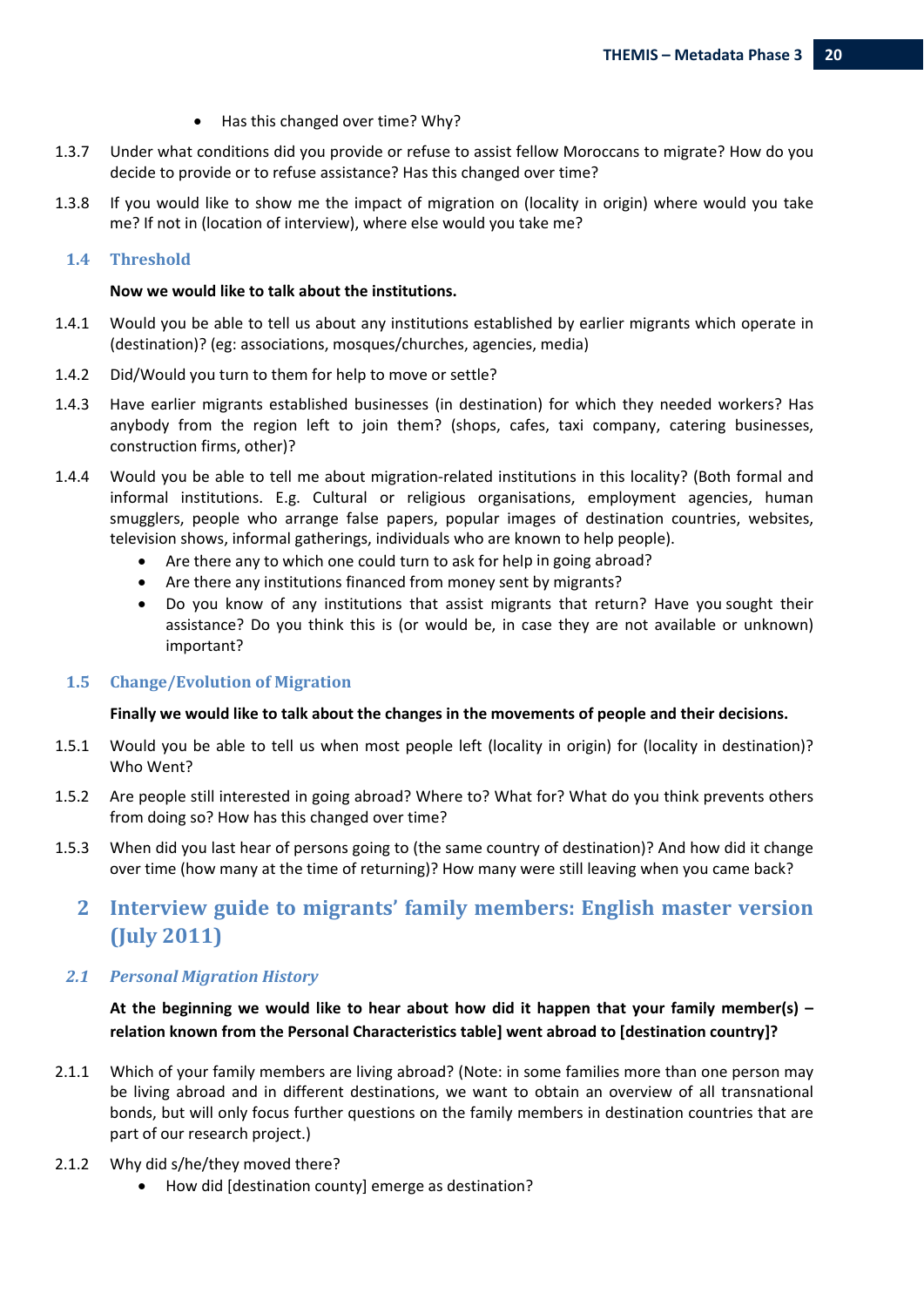- Has this changed over time? Why?

1.3.7 Under what conditions did you provide or refuse to assist fellow Moroccans to migrate? How do you decide to provide or to refuse assistance? Has this changed over time?

1.3.8 If you would like to show me the impact of migration on (locality in origin) where would you take me? If not in (location of interview), where else would you take me?

### 1.4 Threshold

**Now we would like to talk about the institutions.**

1.4.1 Would you be able to tell us about any institutions established by earlier migrants which operate in (destination)? (eg: associations, mosques/churches, agencies, media)

1.4.2 Did/Would you turn to them for help to move or settle?

1.4.3 Have earlier migrants established businesses (in destination) for which they needed workers? Has anybody from the region left to join them? (shops, cafes, taxi company, catering businesses, construction firms, other)?

1.4.4 Would you be able to tell me about migration-related institutions in this locality? (Both formal and informal institutions. E.g. Cultural or religious organisations, employment agencies, human smugglers, people who arrange false papers, popular images of destination countries, websites, television shows, informal gatherings, individuals who are known to help people).

- Are there any to which one could turn to ask for help in going abroad?
- Are there any institutions financed from money sent by migrants?
- Do you know of any institutions that assist migrants that return? Have you sought their assistance? Do you think this is (or would be, in case they are not available or unknown) important?

### 1.5 Change/Evolution of Migration

**Finally we would like to talk about the changes in the movements of people and their decisions.**

1.5.1 Would you be able to tell us when most people left (locality in origin) for (locality in destination)? Who Went?

1.5.2 Are people still interested in going abroad? Where to? What for? What do you think prevents others from doing so? How has this changed over time?

1.5.3 When did you last hear of persons going to (the same country of destination)? And how did it change over time (how many at the time of returning)? How many were still leaving when you came back?

# 2 Interview guide to migrants' family members: English master version (July 2011)

### *2.1 Personal Migration History*

**At the beginning we would like to hear about how did it happen that your family member(s) – relation known from the Personal Characteristics table] went abroad to [destination country]?**

2.1.1 Which of your family members are living abroad? (Note: in some families more than one person may be living abroad and in different destinations, we want to obtain an overview of all transnational bonds, but will only focus further questions on the family members in destination countries that are part of our research project.)

2.1.2 Why did s/he/they moved there?

- How did [destination county] emerge as destination?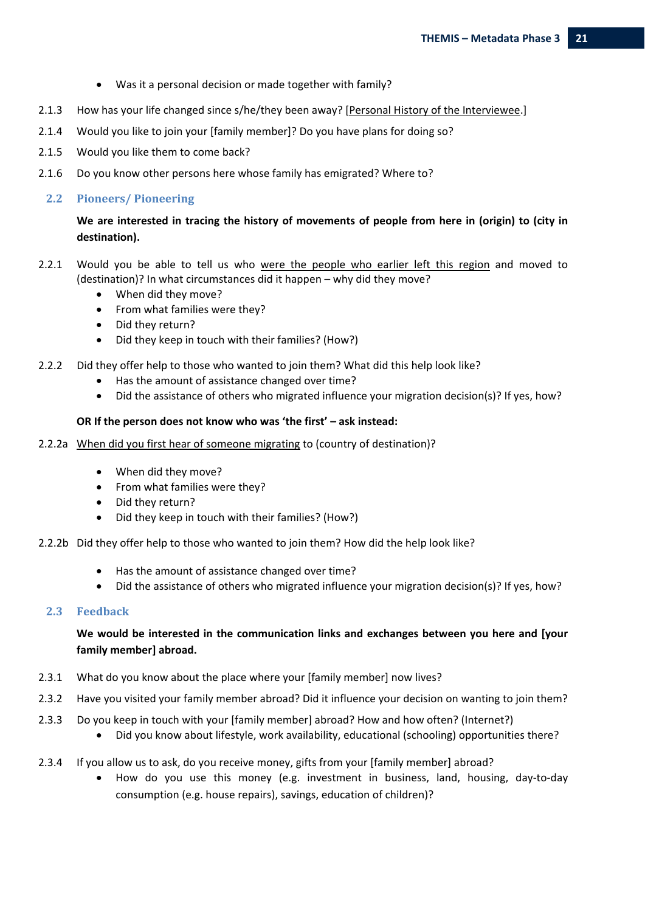- Was it a personal decision or made together with family?

2.1.3 How has your life changed since s/he/they been away? [Personal History of the Interviewee.]

2.1.4 Would you like to join your [family member]? Do you have plans for doing so?

2.1.5 Would you like them to come back?

2.1.6 Do you know other persons here whose family has emigrated? Where to?

## 2.2 Pioneers/ Pioneering

**We are interested in tracing the history of movements of people from here in (origin) to (city in destination).**

2.2.1 Would you be able to tell us who were the people who earlier left this region and moved to (destination)? In what circumstances did it happen – why did they move?

- When did they move?
- From what families were they?
- Did they return?
- Did they keep in touch with their families? (How?)

2.2.2 Did they offer help to those who wanted to join them? What did this help look like?

- Has the amount of assistance changed over time?
- Did the assistance of others who migrated influence your migration decision(s)? If yes, how?

**OR If the person does not know who was 'the first' – ask instead:**

2.2.2a When did you first hear of someone migrating to (country of destination)?

- When did they move?
- From what families were they?
- Did they return?
- Did they keep in touch with their families? (How?)

2.2.2b Did they offer help to those who wanted to join them? How did the help look like?

- Has the amount of assistance changed over time?
- Did the assistance of others who migrated influence your migration decision(s)? If yes, how?

## 2.3 Feedback

**We would be interested in the communication links and exchanges between you here and [your family member] abroad.**

2.3.1 What do you know about the place where your [family member] now lives?

2.3.2 Have you visited your family member abroad? Did it influence your decision on wanting to join them?

2.3.3 Do you keep in touch with your [family member] abroad? How and how often? (Internet?)

- Did you know about lifestyle, work availability, educational (schooling) opportunities there?

2.3.4 If you allow us to ask, do you receive money, gifts from your [family member] abroad?

- How do you use this money (e.g. investment in business, land, housing, day-to-day consumption (e.g. house repairs), savings, education of children)?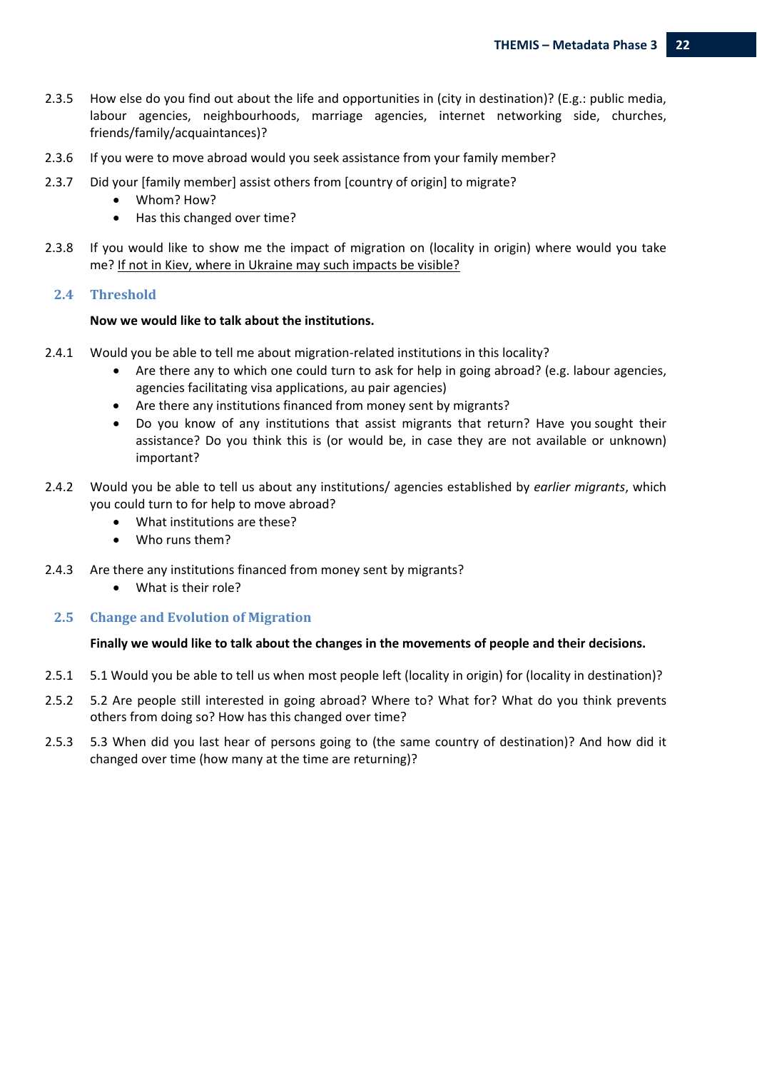2.3.5 How else do you find out about the life and opportunities in (city in destination)? (E.g.: public media, labour agencies, neighbourhoods, marriage agencies, internet networking side, churches, friends/family/acquaintances)?

2.3.6 If you were to move abroad would you seek assistance from your family member?

2.3.7 Did your [family member] assist others from [country of origin] to migrate?

- Whom? How?
- Has this changed over time?

2.3.8 If you would like to show me the impact of migration on (locality in origin) where would you take me? <u>If not in Kiev, where in Ukraine may such impacts be visible?</u>

## 2.4 Threshold

**Now we would like to talk about the institutions.**

2.4.1 Would you be able to tell me about migration-related institutions in this locality?

- Are there any to which one could turn to ask for help in going abroad? (e.g. labour agencies, agencies facilitating visa applications, au pair agencies)
- Are there any institutions financed from money sent by migrants?
- Do you know of any institutions that assist migrants that return? Have you sought their assistance? Do you think this is (or would be, in case they are not available or unknown) important?

2.4.2 Would you be able to tell us about any institutions/ agencies established by *earlier migrants*, which you could turn to for help to move abroad?

- What institutions are these?
- Who runs them?

2.4.3 Are there any institutions financed from money sent by migrants?

- What is their role?

## 2.5 Change and Evolution of Migration

**Finally we would like to talk about the changes in the movements of people and their decisions.**

2.5.1 5.1 Would you be able to tell us when most people left (locality in origin) for (locality in destination)?

2.5.2 5.2 Are people still interested in going abroad? Where to? What for? What do you think prevents others from doing so? How has this changed over time?

2.5.3 5.3 When did you last hear of persons going to (the same country of destination)? And how did it changed over time (how many at the time are returning)?